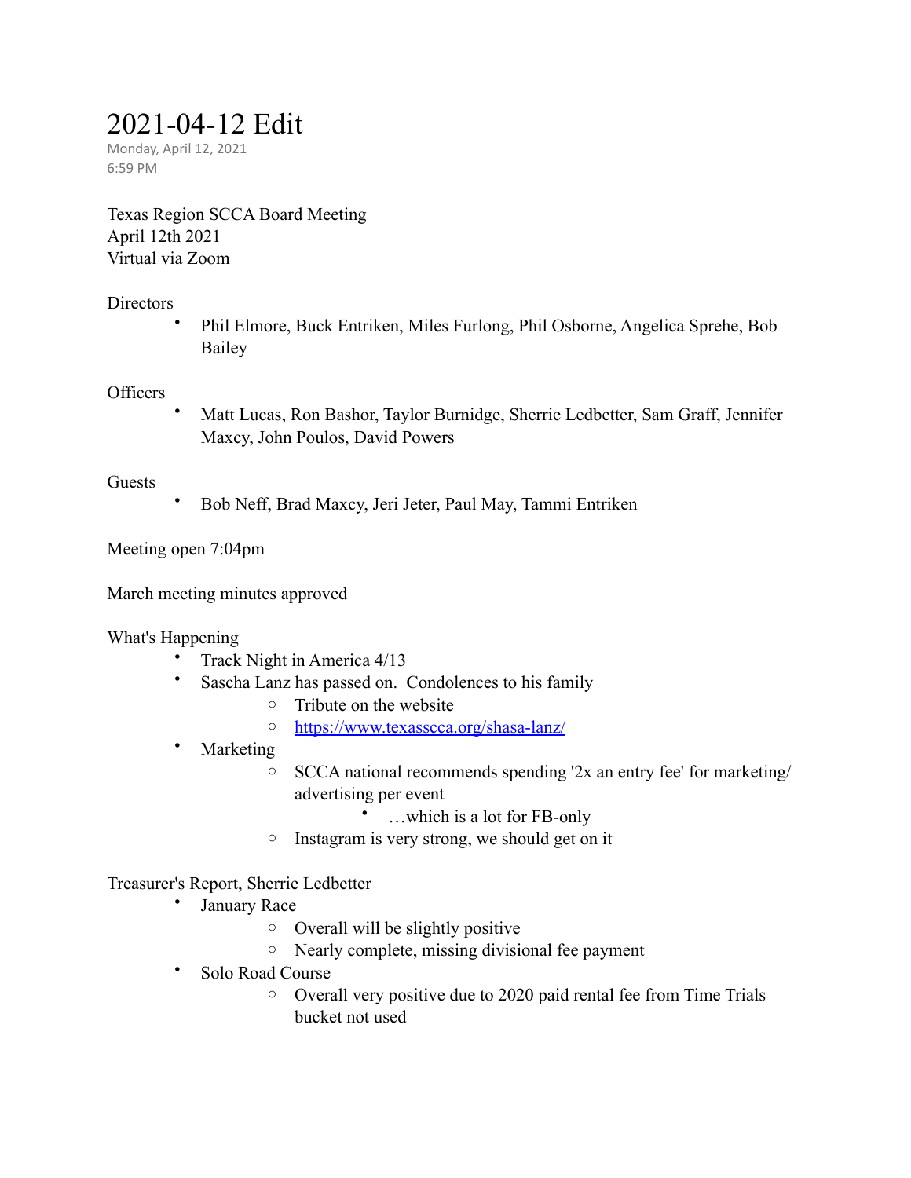# 2021-04-12 Edit

Monday, April 12, 2021
6:59 PM

Texas Region SCCA Board Meeting
April 12th 2021
Virtual via Zoom

Directors

- Phil Elmore, Buck Entriken, Miles Furlong, Phil Osborne, Angelica Sprehe, Bob Bailey

Officers

- Matt Lucas, Ron Bashor, Taylor Burnidge, Sherrie Ledbetter, Sam Graff, Jennifer Maxcy, John Poulos, David Powers

Guests

- Bob Neff, Brad Maxcy, Jeri Jeter, Paul May, Tammi Entriken

Meeting open 7:04pm

March meeting minutes approved

What's Happening

- Track Night in America 4/13
- Sascha Lanz has passed on. Condolences to his family
  - Tribute on the website
  - [https://www.texasscca.org/shasa-lanz/](https://www.texasscca.org/shasa-lanz/)
- Marketing
  - SCCA national recommends spending '2x an entry fee' for marketing/ advertising per event
    - …which is a lot for FB-only
  - Instagram is very strong, we should get on it

Treasurer's Report, Sherrie Ledbetter

- January Race
  - Overall will be slightly positive
  - Nearly complete, missing divisional fee payment
- Solo Road Course
  - Overall very positive due to 2020 paid rental fee from Time Trials bucket not used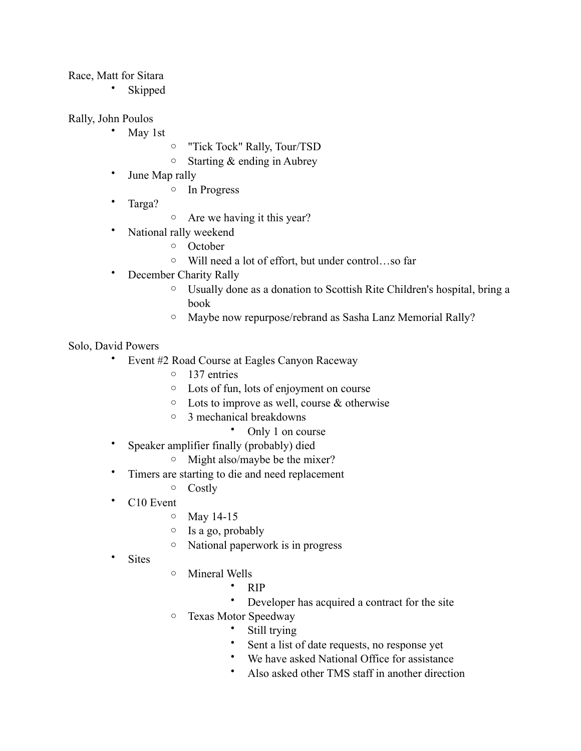Race, Matt for Sitara

- Skipped

Rally, John Poulos

- May 1st
  - "Tick Tock" Rally, Tour/TSD
  - Starting & ending in Aubrey
- June Map rally
  - In Progress
- Targa?
  - Are we having it this year?
- National rally weekend
  - October
  - Will need a lot of effort, but under control…so far
- December Charity Rally
  - Usually done as a donation to Scottish Rite Children's hospital, bring a book
  - Maybe now repurpose/rebrand as Sasha Lanz Memorial Rally?

Solo, David Powers

- Event #2 Road Course at Eagles Canyon Raceway
  - 137 entries
  - Lots of fun, lots of enjoyment on course
  - Lots to improve as well, course & otherwise
  - 3 mechanical breakdowns
    - Only 1 on course
- Speaker amplifier finally (probably) died
  - Might also/maybe be the mixer?
- Timers are starting to die and need replacement
  - Costly
- C10 Event
  - May 14-15
  - Is a go, probably
  - National paperwork is in progress
- Sites
  - Mineral Wells
    - RIP
    - Developer has acquired a contract for the site
  - Texas Motor Speedway
    - Still trying
    - Sent a list of date requests, no response yet
    - We have asked National Office for assistance
    - Also asked other TMS staff in another direction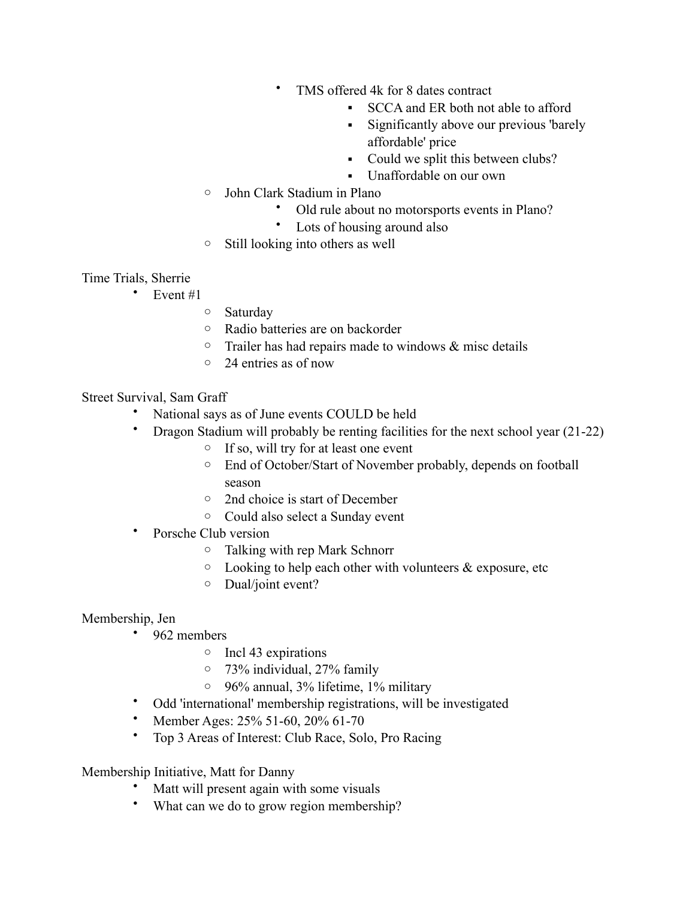- TMS offered 4k for 8 dates contract
            - SCCA and ER both not able to afford
            - Significantly above our previous 'barely affordable' price
            - Could we split this between clubs?
            - Unaffordable on our own
    - John Clark Stadium in Plano
        - Old rule about no motorsports events in Plano?
        - Lots of housing around also
    - Still looking into others as well

Time Trials, Sherrie

- Event #1
    - Saturday
    - Radio batteries are on backorder
    - Trailer has had repairs made to windows & misc details
    - 24 entries as of now

Street Survival, Sam Graff

- National says as of June events COULD be held
- Dragon Stadium will probably be renting facilities for the next school year (21-22)
    - If so, will try for at least one event
    - End of October/Start of November probably, depends on football season
    - 2nd choice is start of December
    - Could also select a Sunday event
- Porsche Club version
    - Talking with rep Mark Schnorr
    - Looking to help each other with volunteers & exposure, etc
    - Dual/joint event?

Membership, Jen

- 962 members
    - Incl 43 expirations
    - 73% individual, 27% family
    - 96% annual, 3% lifetime, 1% military
- Odd 'international' membership registrations, will be investigated
- Member Ages: 25% 51-60, 20% 61-70
- Top 3 Areas of Interest: Club Race, Solo, Pro Racing

Membership Initiative, Matt for Danny

- Matt will present again with some visuals
- What can we do to grow region membership?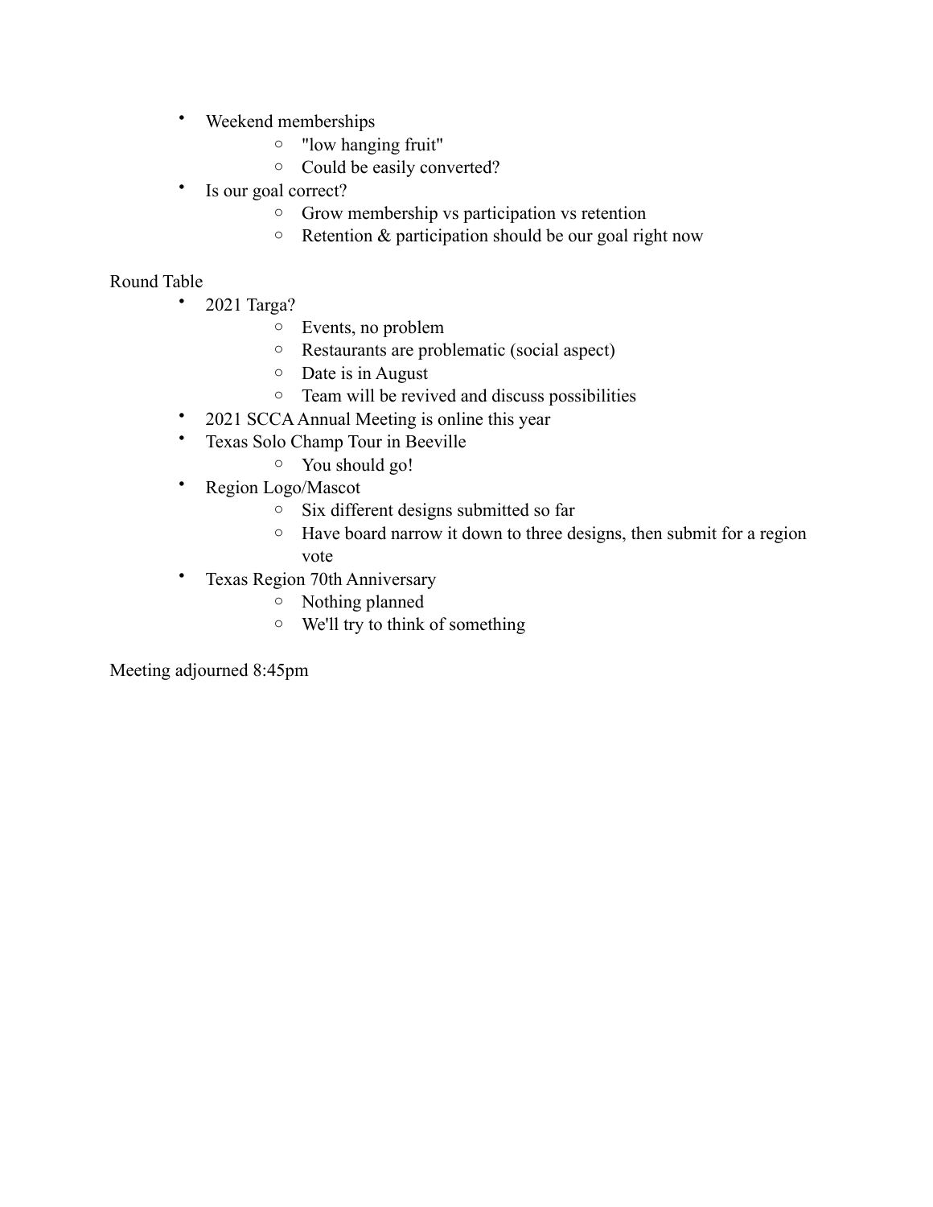- Weekend memberships
    - "low hanging fruit"
    - Could be easily converted?
- Is our goal correct?
    - Grow membership vs participation vs retention
    - Retention & participation should be our goal right now

Round Table

- 2021 Targa?
    - Events, no problem
    - Restaurants are problematic (social aspect)
    - Date is in August
    - Team will be revived and discuss possibilities
- 2021 SCCA Annual Meeting is online this year
- Texas Solo Champ Tour in Beeville
    - You should go!
- Region Logo/Mascot
    - Six different designs submitted so far
    - Have board narrow it down to three designs, then submit for a region vote
- Texas Region 70th Anniversary
    - Nothing planned
    - We'll try to think of something

Meeting adjourned 8:45pm